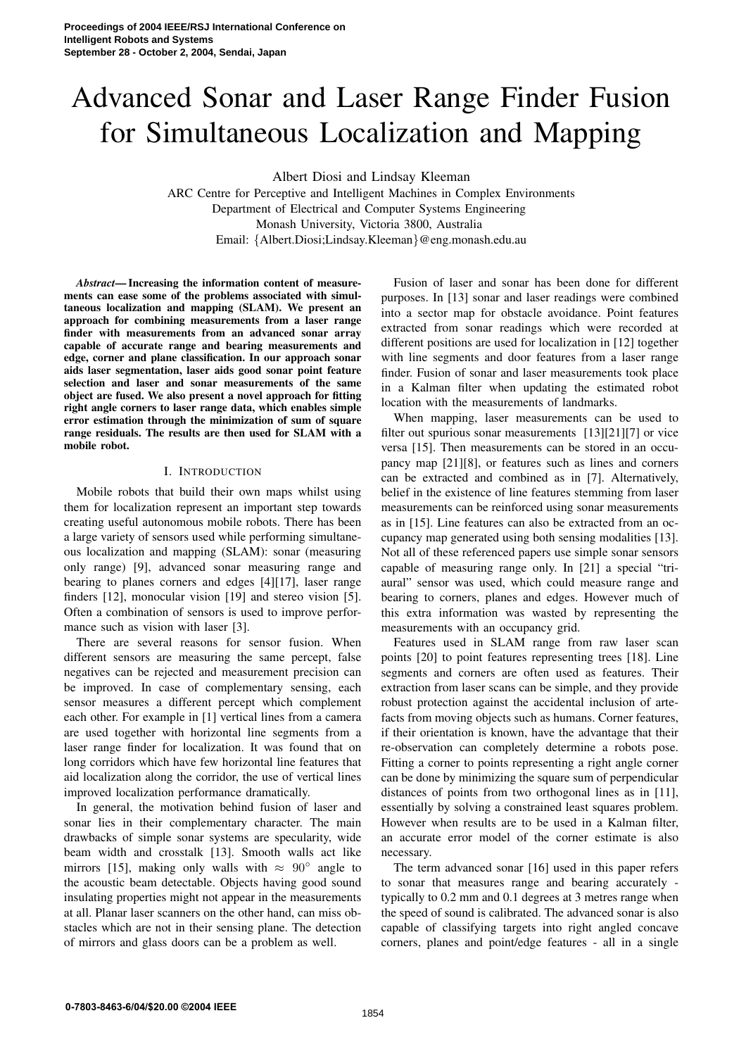# Advanced Sonar and Laser Range Finder Fusion for Simultaneous Localization and Mapping

Albert Diosi and Lindsay Kleeman

ARC Centre for Perceptive and Intelligent Machines in Complex Environments
Department of Electrical and Computer Systems Engineering
Monash University, Victoria 3800, Australia
Email: {Albert.Diosi;Lindsay.Kleeman}@eng.monash.edu.au

***Abstract*— Increasing the information content of measurements can ease some of the problems associated with simultaneous localization and mapping (SLAM). We present an approach for combining measurements from a laser range finder with measurements from an advanced sonar array capable of accurate range and bearing measurements and edge, corner and plane classification. In our approach sonar aids laser segmentation, laser aids good sonar point feature selection and laser and sonar measurements of the same object are fused. We also present a novel approach for fitting right angle corners to laser range data, which enables simple error estimation through the minimization of sum of square range residuals. The results are then used for SLAM with a mobile robot.**

## I. Introduction

Mobile robots that build their own maps whilst using them for localization represent an important step towards creating useful autonomous mobile robots. There has been a large variety of sensors used while performing simultaneous localization and mapping (SLAM): sonar (measuring only range) [9], advanced sonar measuring range and bearing to planes corners and edges [4][17], laser range finders [12], monocular vision [19] and stereo vision [5]. Often a combination of sensors is used to improve performance such as vision with laser [3].

There are several reasons for sensor fusion. When different sensors are measuring the same percept, false negatives can be rejected and measurement precision can be improved. In case of complementary sensing, each sensor measures a different percept which complement each other. For example in [1] vertical lines from a camera are used together with horizontal line segments from a laser range finder for localization. It was found that on long corridors which have few horizontal line features that aid localization along the corridor, the use of vertical lines improved localization performance dramatically.

In general, the motivation behind fusion of laser and sonar lies in their complementary character. The main drawbacks of simple sonar systems are specularity, wide beam width and crosstalk [13]. Smooth walls act like mirrors [15], making only walls with $\approx 90^\circ$ angle to the acoustic beam detectable. Objects having good sound insulating properties might not appear in the measurements at all. Planar laser scanners on the other hand, can miss obstacles which are not in their sensing plane. The detection of mirrors and glass doors can be a problem as well.

Fusion of laser and sonar has been done for different purposes. In [13] sonar and laser readings were combined into a sector map for obstacle avoidance. Point features extracted from sonar readings which were recorded at different positions are used for localization in [12] together with line segments and door features from a laser range finder. Fusion of sonar and laser measurements took place in a Kalman filter when updating the estimated robot location with the measurements of landmarks.

When mapping, laser measurements can be used to filter out spurious sonar measurements [13][21][7] or vice versa [15]. Then measurements can be stored in an occupancy map [21][8], or features such as lines and corners can be extracted and combined as in [7]. Alternatively, belief in the existence of line features stemming from laser measurements can be reinforced using sonar measurements as in [15]. Line features can also be extracted from an occupancy map generated using both sensing modalities [13]. Not all of these referenced papers use simple sonar sensors capable of measuring range only. In [21] a special "tri-aural" sensor was used, which could measure range and bearing to corners, planes and edges. However much of this extra information was wasted by representing the measurements with an occupancy grid.

Features used in SLAM range from raw laser scan points [20] to point features representing trees [18]. Line segments and corners are often used as features. Their extraction from laser scans can be simple, and they provide robust protection against the accidental inclusion of artefacts from moving objects such as humans. Corner features, if their orientation is known, have the advantage that their re-observation can completely determine a robots pose. Fitting a corner to points representing a right angle corner can be done by minimizing the square sum of perpendicular distances of points from two orthogonal lines as in [11], essentially by solving a constrained least squares problem. However when results are to be used in a Kalman filter, an accurate error model of the corner estimate is also necessary.

The term advanced sonar [16] used in this paper refers to sonar that measures range and bearing accurately - typically to 0.2 mm and 0.1 degrees at 3 metres range when the speed of sound is calibrated. The advanced sonar is also capable of classifying targets into right angled concave corners, planes and point/edge features - all in a single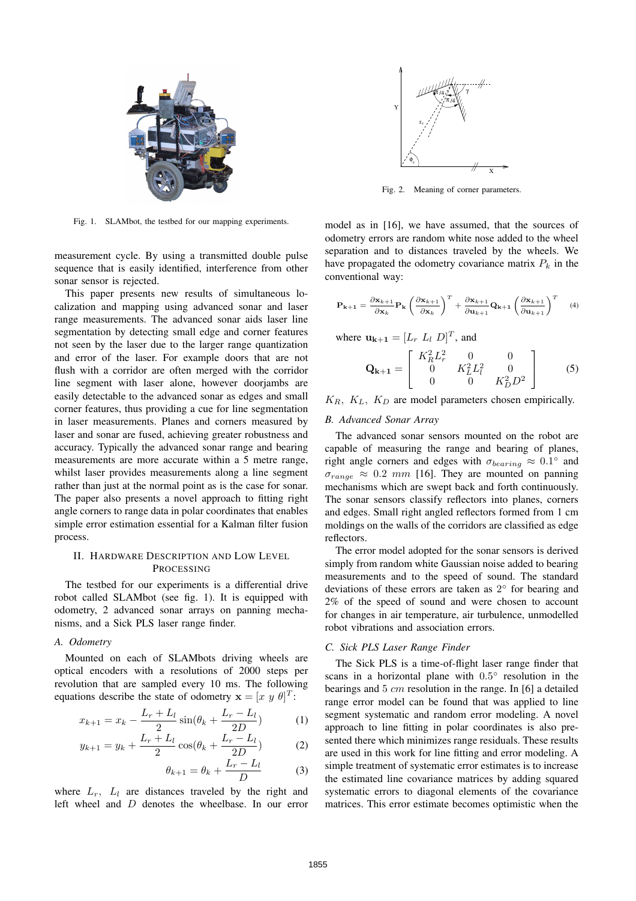Fig. 1. SLAMbot, the testbed for our mapping experiments.

Fig. 2. Meaning of corner parameters.

measurement cycle. By using a transmitted double pulse sequence that is easily identified, interference from other sonar sensor is rejected.

This paper presents new results of simultaneous localization and mapping using advanced sonar and laser range measurements. The advanced sonar aids laser line segmentation by detecting small edge and corner features not seen by the laser due to the larger range quantization and error of the laser. For example doors that are not flush with a corridor are often merged with the corridor line segment with laser alone, however doorjambs are easily detectable to the advanced sonar as edges and small corner features, thus providing a cue for line segmentation in laser measurements. Planes and corners measured by laser and sonar are fused, achieving greater robustness and accuracy. Typically the advanced sonar range and bearing measurements are more accurate within a 5 metre range, whilst laser provides measurements along a line segment rather than just at the normal point as is the case for sonar. The paper also presents a novel approach to fitting right angle corners to range data in polar coordinates that enables simple error estimation essential for a Kalman filter fusion process.

## II. Hardware Description and Low Level Processing

The testbed for our experiments is a differential drive robot called SLAMbot (see fig. 1). It is equipped with odometry, 2 advanced sonar arrays on panning mechanisms, and a Sick PLS laser range finder.

### A. Odometry

Mounted on each of SLAMbots driving wheels are optical encoders with a resolutions of 2000 steps per revolution that are sampled every 10 ms. The following equations describe the state of odometry $\mathbf{x} = [x\ y\ \theta]^T$:

$$x_{k+1} = x_k - \frac{L_r + L_l}{2} \sin(\theta_k + \frac{L_r - L_l}{2D}) \tag{1}$$

$$y_{k+1} = y_k + \frac{L_r + L_l}{2} \cos(\theta_k + \frac{L_r - L_l}{2D}) \tag{2}$$

$$\theta_{k+1} = \theta_k + \frac{L_r - L_l}{D} \tag{3}$$

where $L_r$, $L_l$ are distances traveled by the right and left wheel and $D$ denotes the wheelbase. In our error model as in [16], we have assumed, that the sources of odometry errors are random white nose added to the wheel separation and to distances traveled by the wheels. We have propagated the odometry covariance matrix $P_k$ in the conventional way:

$$\mathbf{P_{k+1}} = \frac{\partial \mathbf{x}_{k+1}}{\partial \mathbf{x}_k} \mathbf{P_k} \left(\frac{\partial \mathbf{x}_{k+1}}{\partial \mathbf{x}_k}\right)^T + \frac{\partial \mathbf{x}_{k+1}}{\partial \mathbf{u}_{k+1}} \mathbf{Q_{k+1}} \left(\frac{\partial \mathbf{x}_{k+1}}{\partial \mathbf{u}_{k+1}}\right)^T \tag{4}$$

where $\mathbf{u_{k+1}} = [L_r\ L_l\ D]^T$, and

$$\mathbf{Q_{k+1}} = \begin{bmatrix} K_R^2 L_r^2 & 0 & 0 \\ 0 & K_L^2 L_l^2 & 0 \\ 0 & 0 & K_D^2 D^2 \end{bmatrix} \tag{5}$$

$K_R$, $K_L$, $K_D$ are model parameters chosen empirically.

### B. Advanced Sonar Array

The advanced sonar sensors mounted on the robot are capable of measuring the range and bearing of planes, right angle corners and edges with $\sigma_{bearing} \approx 0.1°$ and $\sigma_{range} \approx 0.2\ mm$ [16]. They are mounted on panning mechanisms which are swept back and forth continuously. The sonar sensors classify reflectors into planes, corners and edges. Small right angled reflectors formed from 1 cm moldings on the walls of the corridors are classified as edge reflectors.

The error model adopted for the sonar sensors is derived simply from random white Gaussian noise added to bearing measurements and to the speed of sound. The standard deviations of these errors are taken as $2°$ for bearing and 2% of the speed of sound and were chosen to account for changes in air temperature, air turbulence, unmodelled robot vibrations and association errors.

### C. Sick PLS Laser Range Finder

The Sick PLS is a time-of-flight laser range finder that scans in a horizontal plane with $0.5°$ resolution in the bearings and $5\ cm$ resolution in the range. In [6] a detailed range error model can be found that was applied to line segment systematic and random error modeling. A novel approach to line fitting in polar coordinates is also presented there which minimizes range residuals. These results are used in this work for line fitting and error modeling. A simple treatment of systematic error estimates is to increase the estimated line covariance matrices by adding squared systematic errors to diagonal elements of the covariance matrices. This error estimate becomes optimistic when the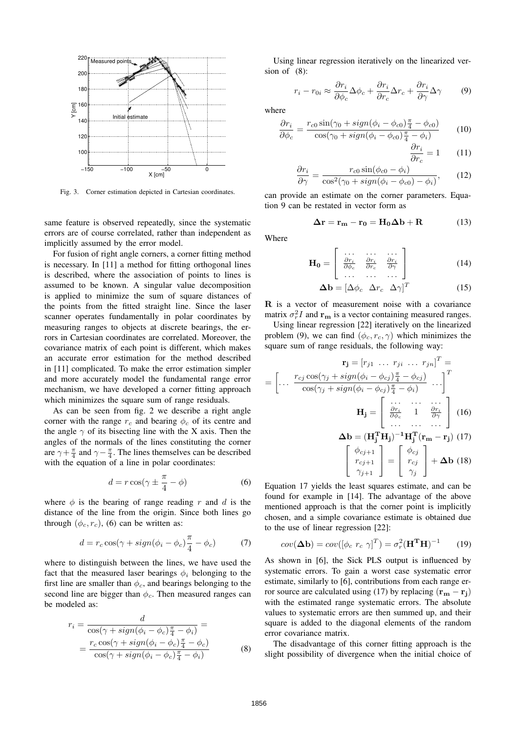Fig. 3. Corner estimation depicted in Cartesian coordinates.

same feature is observed repeatedly, since the systematic errors are of course correlated, rather than independent as implicitly assumed by the error model.

For fusion of right angle corners, a corner fitting method is necessary. In [11] a method for fitting orthogonal lines is described, where the association of points to lines is assumed to be known. A singular value decomposition is applied to minimize the sum of square distances of the points from the fitted straight line. Since the laser scanner operates fundamentally in polar coordinates by measuring ranges to objects at discrete bearings, the errors in Cartesian coordinates are correlated. Moreover, the covariance matrix of each point is different, which makes an accurate error estimation for the method described in [11] complicated. To make the error estimation simpler and more accurately model the fundamental range error mechanism, we have developed a corner fitting approach which minimizes the square sum of range residuals.

As can be seen from fig. 2 we describe a right angle corner with the range $r_c$ and bearing $\phi_c$ of its centre and the angle $\gamma$ of its bisecting line with the X axis. Then the angles of the normals of the lines constituting the corner are $\gamma+\frac{\pi}{4}$ and $\gamma-\frac{\pi}{4}$. The lines themselves can be described with the equation of a line in polar coordinates:

$$d = r\cos(\gamma \pm \frac{\pi}{4} - \phi) \tag{6}$$

where $\phi$ is the bearing of range reading $r$ and $d$ is the distance of the line from the origin. Since both lines go through $(\phi_c, r_c)$, (6) can be written as:

$$d = r_c\cos(\gamma + sign(\phi_i - \phi_c)\frac{\pi}{4} - \phi_c) \tag{7}$$

where to distinguish between the lines, we have used the fact that the measured laser bearings $\phi_i$ belonging to the first line are smaller than $\phi_c$, and bearings belonging to the second line are bigger than $\phi_c$. Then measured ranges can be modeled as:

$$r_i = \frac{d}{\cos(\gamma + sign(\phi_i - \phi_c)\frac{\pi}{4} - \phi_i)} = \frac{r_c\cos(\gamma + sign(\phi_i - \phi_c)\frac{\pi}{4} - \phi_c)}{\cos(\gamma + sign(\phi_i - \phi_c)\frac{\pi}{4} - \phi_i)} \tag{8}$$

Using linear regression iteratively on the linearized version of (8):

$$r_i - r_{0i} \approx \frac{\partial r_i}{\partial \phi_c}\Delta\phi_c + \frac{\partial r_i}{\partial r_c}\Delta r_c + \frac{\partial r_i}{\partial \gamma}\Delta\gamma \tag{9}$$

where

$$\frac{\partial r_i}{\partial \phi_c} = \frac{r_{c0}\sin(\gamma_0 + sign(\phi_i - \phi_{c0})\frac{\pi}{4} - \phi_{c0})}{\cos(\gamma_0 + sign(\phi_i - \phi_{c0})\frac{\pi}{4} - \phi_i)} \tag{10}$$

$$\frac{\partial r_i}{\partial r_c} = 1 \tag{11}$$

$$\frac{\partial r_i}{\partial \gamma} = \frac{r_{c0}\sin(\phi_{c0} - \phi_i)}{\cos^2(\gamma_0 + sign(\phi_i - \phi_{c0}) - \phi_i)}, \tag{12}$$

can provide an estimate on the corner parameters. Equation 9 can be restated in vector form as

$$\mathbf{\Delta r} = \mathbf{r_m} - \mathbf{r_0} = \mathbf{H_0}\mathbf{\Delta b} + \mathbf{R} \tag{13}$$

Where

$$\mathbf{H_0} = \begin{bmatrix} \dots & \dots & \dots \\ \frac{\partial r_i}{\partial \phi_c} & \frac{\partial r_i}{\partial r_c} & \frac{\partial r_i}{\partial \gamma} \\ \dots & \dots & \dots \end{bmatrix} \tag{14}$$

$$\mathbf{\Delta b} = [\Delta\phi_c \;\; \Delta r_c \;\; \Delta\gamma]^T \tag{15}$$

$\mathbf{R}$ is a vector of measurement noise with a covariance matrix $\sigma_r^2 I$ and $\mathbf{r_m}$ is a vector containing measured ranges.

Using linear regression [22] iteratively on the linearized problem (9), we can find $(\phi_c, r_c, \gamma)$ which minimizes the square sum of range residuals, the following way:

$$\mathbf{r_j} = [r_{j1} \; \dots \; r_{ji} \; \dots \; r_{jn}]^T = \left[\dots \; \frac{r_{cj}\cos(\gamma_j + sign(\phi_i - \phi_{cj})\frac{\pi}{4} - \phi_{cj})}{\cos(\gamma_j + sign(\phi_i - \phi_{cj})\frac{\pi}{4} - \phi_i)} \; \dots\right]^T$$

$$\mathbf{H_j} = \begin{bmatrix} \dots & \dots & \dots \\ \frac{\partial r_i}{\partial \phi_c} & 1 & \frac{\partial r_i}{\partial \gamma} \\ \dots & \dots & \dots \end{bmatrix} \tag{16}$$

$$\mathbf{\Delta b} = (\mathbf{H_j^T H_j})^{-1}\mathbf{H_j^T}(\mathbf{r_m} - \mathbf{r_j}) \tag{17}$$

$$\begin{bmatrix} \phi_{cj+1} \\ r_{cj+1} \\ \gamma_{j+1} \end{bmatrix} = \begin{bmatrix} \phi_{cj} \\ r_{cj} \\ \gamma_j \end{bmatrix} + \mathbf{\Delta b} \tag{18}$$

Equation 17 yields the least squares estimate, and can be found for example in [14]. The advantage of the above mentioned approach is that the corner point is implicitly chosen, and a simple covariance estimate is obtained due to the use of linear regression [22]:

$$cov(\mathbf{\Delta b}) = cov([\phi_c \; r_c \; \gamma]^T) = \sigma_r^2(\mathbf{H^T H})^{-1} \tag{19}$$

As shown in [6], the Sick PLS output is influenced by systematic errors. To gain a worst case systematic error estimate, similarly to [6], contributions from each range error source are calculated using (17) by replacing $(\mathbf{r_m} - \mathbf{r_j})$ with the estimated range systematic errors. The absolute values to systematic errors are then summed up, and their square is added to the diagonal elements of the random error covariance matrix.

The disadvantage of this corner fitting approach is the slight possibility of divergence when the initial choice of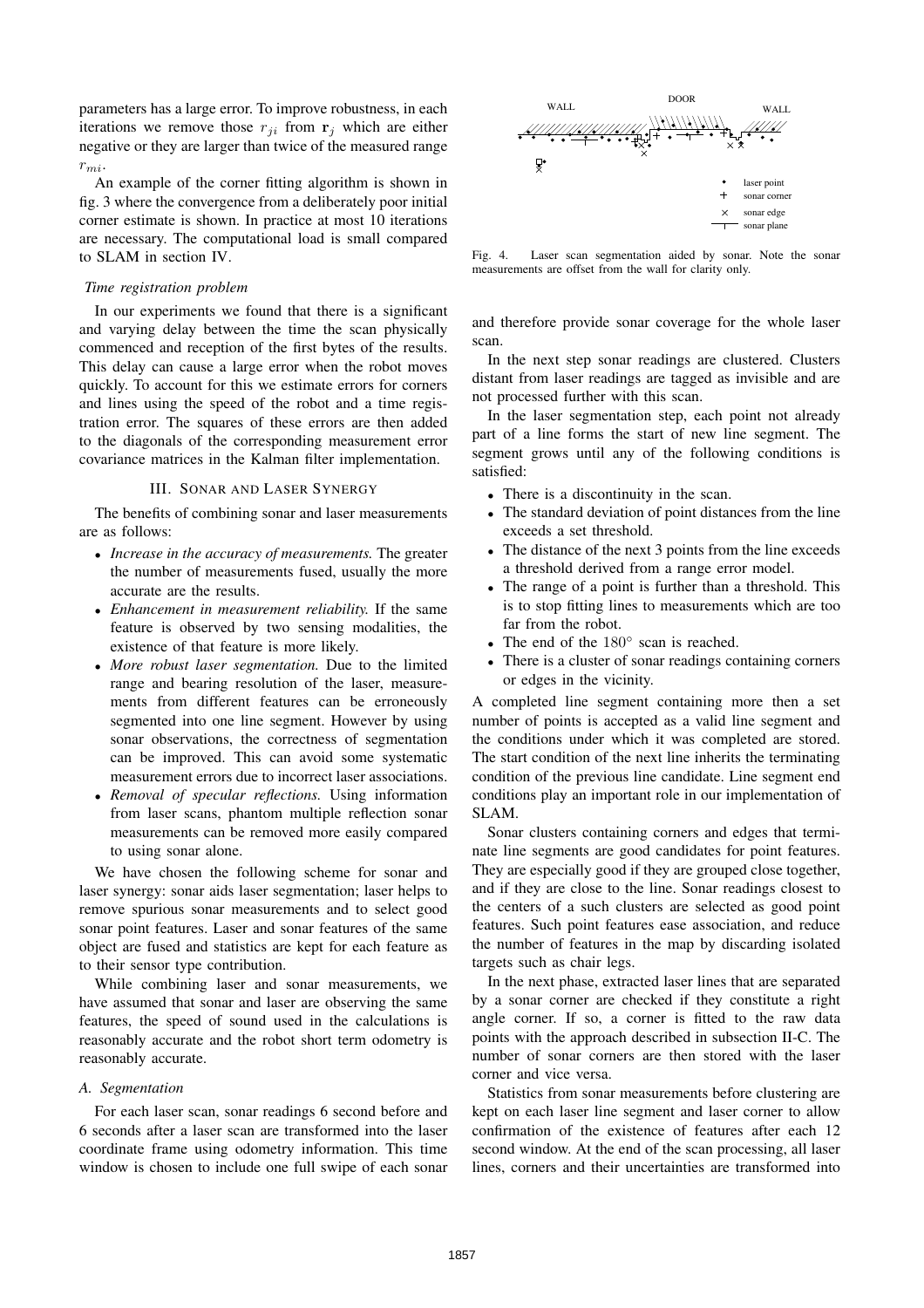parameters has a large error. To improve robustness, in each iterations we remove those $r_{ji}$ from $\mathbf{r}_j$ which are either negative or they are larger than twice of the measured range $r_{mi}$.

An example of the corner fitting algorithm is shown in fig. 3 where the convergence from a deliberately poor initial corner estimate is shown. In practice at most 10 iterations are necessary. The computational load is small compared to SLAM in section IV.

*Time registration problem*

In our experiments we found that there is a significant and varying delay between the time the scan physically commenced and reception of the first bytes of the results. This delay can cause a large error when the robot moves quickly. To account for this we estimate errors for corners and lines using the speed of the robot and a time registration error. The squares of these errors are then added to the diagonals of the corresponding measurement error covariance matrices in the Kalman filter implementation.

## III. Sonar and Laser Synergy

The benefits of combining sonar and laser measurements are as follows:

- *Increase in the accuracy of measurements.* The greater the number of measurements fused, usually the more accurate are the results.
- *Enhancement in measurement reliability.* If the same feature is observed by two sensing modalities, the existence of that feature is more likely.
- *More robust laser segmentation.* Due to the limited range and bearing resolution of the laser, measurements from different features can be erroneously segmented into one line segment. However by using sonar observations, the correctness of segmentation can be improved. This can avoid some systematic measurement errors due to incorrect laser associations.
- *Removal of specular reflections.* Using information from laser scans, phantom multiple reflection sonar measurements can be removed more easily compared to using sonar alone.

We have chosen the following scheme for sonar and laser synergy: sonar aids laser segmentation; laser helps to remove spurious sonar measurements and to select good sonar point features. Laser and sonar features of the same object are fused and statistics are kept for each feature as to their sensor type contribution.

While combining laser and sonar measurements, we have assumed that sonar and laser are observing the same features, the speed of sound used in the calculations is reasonably accurate and the robot short term odometry is reasonably accurate.

### A. Segmentation

For each laser scan, sonar readings 6 second before and 6 seconds after a laser scan are transformed into the laser coordinate frame using odometry information. This time window is chosen to include one full swipe of each sonar and therefore provide sonar coverage for the whole laser scan.

Fig. 4. Laser scan segmentation aided by sonar. Note the sonar measurements are offset from the wall for clarity only.

In the next step sonar readings are clustered. Clusters distant from laser readings are tagged as invisible and are not processed further with this scan.

In the laser segmentation step, each point not already part of a line forms the start of new line segment. The segment grows until any of the following conditions is satisfied:

- There is a discontinuity in the scan.
- The standard deviation of point distances from the line exceeds a set threshold.
- The distance of the next 3 points from the line exceeds a threshold derived from a range error model.
- The range of a point is further than a threshold. This is to stop fitting lines to measurements which are too far from the robot.
- The end of the $180^\circ$ scan is reached.
- There is a cluster of sonar readings containing corners or edges in the vicinity.

A completed line segment containing more then a set number of points is accepted as a valid line segment and the conditions under which it was completed are stored. The start condition of the next line inherits the terminating condition of the previous line candidate. Line segment end conditions play an important role in our implementation of SLAM.

Sonar clusters containing corners and edges that terminate line segments are good candidates for point features. They are especially good if they are grouped close together, and if they are close to the line. Sonar readings closest to the centers of a such clusters are selected as good point features. Such point features ease association, and reduce the number of features in the map by discarding isolated targets such as chair legs.

In the next phase, extracted laser lines that are separated by a sonar corner are checked if they constitute a right angle corner. If so, a corner is fitted to the raw data points with the approach described in subsection II-C. The number of sonar corners are then stored with the laser corner and vice versa.

Statistics from sonar measurements before clustering are kept on each laser line segment and laser corner to allow confirmation of the existence of features after each 12 second window. At the end of the scan processing, all laser lines, corners and their uncertainties are transformed into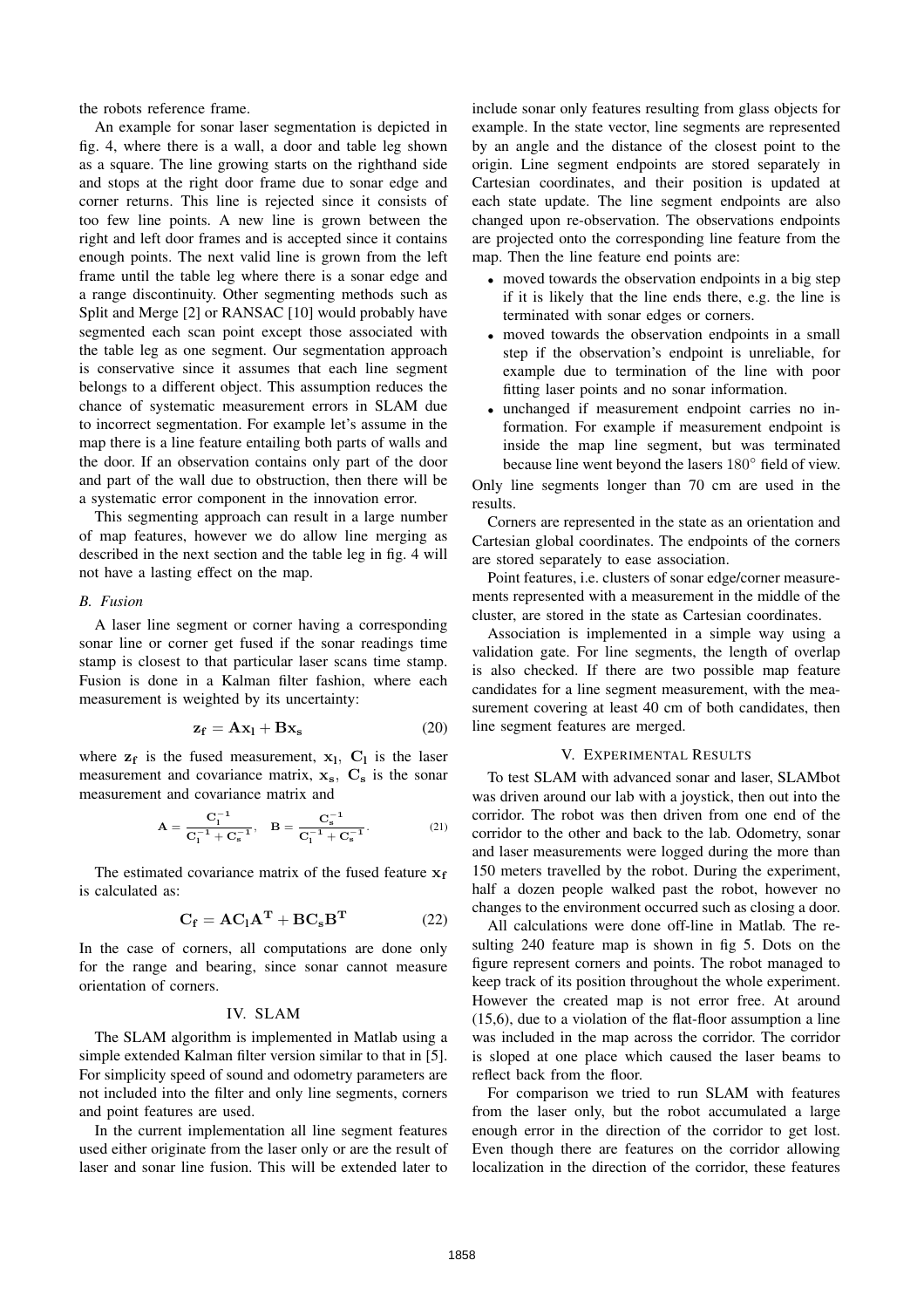the robots reference frame.

An example for sonar laser segmentation is depicted in fig. 4, where there is a wall, a door and table leg shown as a square. The line growing starts on the righthand side and stops at the right door frame due to sonar edge and corner returns. This line is rejected since it consists of too few line points. A new line is grown between the right and left door frames and is accepted since it contains enough points. The next valid line is grown from the left frame until the table leg where there is a sonar edge and a range discontinuity. Other segmenting methods such as Split and Merge [2] or RANSAC [10] would probably have segmented each scan point except those associated with the table leg as one segment. Our segmentation approach is conservative since it assumes that each line segment belongs to a different object. This assumption reduces the chance of systematic measurement errors in SLAM due to incorrect segmentation. For example let's assume in the map there is a line feature entailing both parts of walls and the door. If an observation contains only part of the door and part of the wall due to obstruction, then there will be a systematic error component in the innovation error.

This segmenting approach can result in a large number of map features, however we do allow line merging as described in the next section and the table leg in fig. 4 will not have a lasting effect on the map.

### B. Fusion

A laser line segment or corner having a corresponding sonar line or corner get fused if the sonar readings time stamp is closest to that particular laser scans time stamp. Fusion is done in a Kalman filter fashion, where each measurement is weighted by its uncertainty:

$$\mathbf{z_f} = \mathbf{A}\mathbf{x_l} + \mathbf{B}\mathbf{x_s} \tag{20}$$

where $\mathbf{z_f}$ is the fused measurement, $\mathbf{x_l}$, $\mathbf{C_l}$ is the laser measurement and covariance matrix, $\mathbf{x_s}$, $\mathbf{C_s}$ is the sonar measurement and covariance matrix and

$$\mathbf{A} = \frac{\mathbf{C_l^{-1}}}{\mathbf{C_l^{-1}} + \mathbf{C_s^{-1}}}, \quad \mathbf{B} = \frac{\mathbf{C_s^{-1}}}{\mathbf{C_l^{-1}} + \mathbf{C_s^{-1}}}. \tag{21}$$

The estimated covariance matrix of the fused feature $\mathbf{x_f}$ is calculated as:

$$\mathbf{C_f} = \mathbf{A}\mathbf{C_l}\mathbf{A^T} + \mathbf{B}\mathbf{C_s}\mathbf{B^T} \tag{22}$$

In the case of corners, all computations are done only for the range and bearing, since sonar cannot measure orientation of corners.

## IV. SLAM

The SLAM algorithm is implemented in Matlab using a simple extended Kalman filter version similar to that in [5]. For simplicity speed of sound and odometry parameters are not included into the filter and only line segments, corners and point features are used.

In the current implementation all line segment features used either originate from the laser only or are the result of laser and sonar line fusion. This will be extended later to include sonar only features resulting from glass objects for example. In the state vector, line segments are represented by an angle and the distance of the closest point to the origin. Line segment endpoints are stored separately in Cartesian coordinates, and their position is updated at each state update. The line segment endpoints are also changed upon re-observation. The observations endpoints are projected onto the corresponding line feature from the map. Then the line feature end points are:

- moved towards the observation endpoints in a big step if it is likely that the line ends there, e.g. the line is terminated with sonar edges or corners.
- moved towards the observation endpoints in a small step if the observation's endpoint is unreliable, for example due to termination of the line with poor fitting laser points and no sonar information.
- unchanged if measurement endpoint carries no information. For example if measurement endpoint is inside the map line segment, but was terminated because line went beyond the lasers $180^\circ$ field of view.

Only line segments longer than 70 cm are used in the results.

Corners are represented in the state as an orientation and Cartesian global coordinates. The endpoints of the corners are stored separately to ease association.

Point features, i.e. clusters of sonar edge/corner measurements represented with a measurement in the middle of the cluster, are stored in the state as Cartesian coordinates.

Association is implemented in a simple way using a validation gate. For line segments, the length of overlap is also checked. If there are two possible map feature candidates for a line segment measurement, with the measurement covering at least 40 cm of both candidates, then line segment features are merged.

## V. Experimental Results

To test SLAM with advanced sonar and laser, SLAMbot was driven around our lab with a joystick, then out into the corridor. The robot was then driven from one end of the corridor to the other and back to the lab. Odometry, sonar and laser measurements were logged during the more than 150 meters travelled by the robot. During the experiment, half a dozen people walked past the robot, however no changes to the environment occurred such as closing a door.

All calculations were done off-line in Matlab. The resulting 240 feature map is shown in fig 5. Dots on the figure represent corners and points. The robot managed to keep track of its position throughout the whole experiment. However the created map is not error free. At around (15,6), due to a violation of the flat-floor assumption a line was included in the map across the corridor. The corridor is sloped at one place which caused the laser beams to reflect back from the floor.

For comparison we tried to run SLAM with features from the laser only, but the robot accumulated a large enough error in the direction of the corridor to get lost. Even though there are features on the corridor allowing localization in the direction of the corridor, these features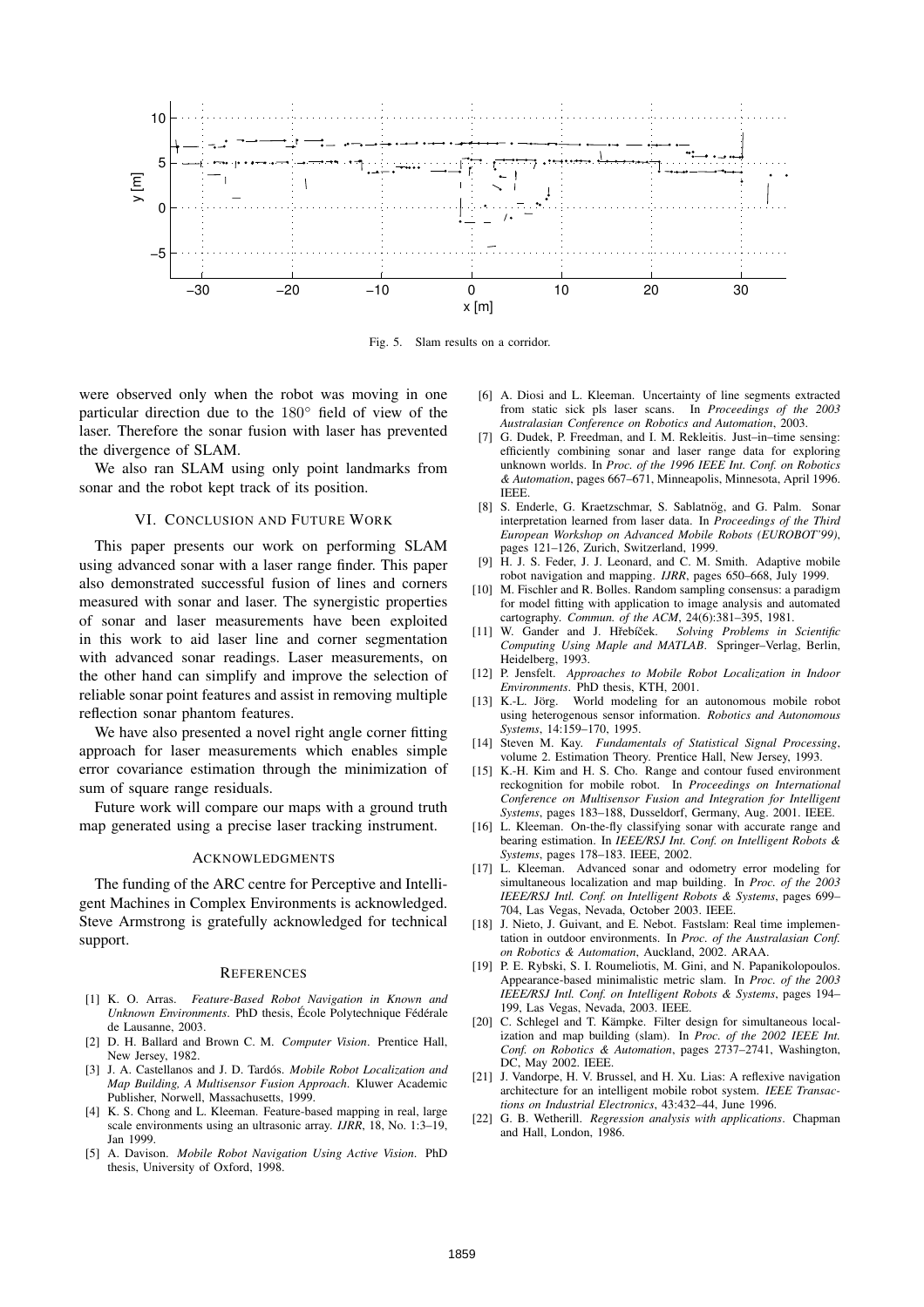10

5

0

–5

y [m]

–30 –20 –10 0 10 20 30

x [m]

Fig. 5. Slam results on a corridor.

were observed only when the robot was moving in one particular direction due to the 180° field of view of the laser. Therefore the sonar fusion with laser has prevented the divergence of SLAM.

We also ran SLAM using only point landmarks from sonar and the robot kept track of its position.

## VI. Conclusion and Future Work

This paper presents our work on performing SLAM using advanced sonar with a laser range finder. This paper also demonstrated successful fusion of lines and corners measured with sonar and laser. The synergistic properties of sonar and laser measurements have been exploited in this work to aid laser line and corner segmentation with advanced sonar readings. Laser measurements, on the other hand can simplify and improve the selection of reliable sonar point features and assist in removing multiple reflection sonar phantom features.

We have also presented a novel right angle corner fitting approach for laser measurements which enables simple error covariance estimation through the minimization of sum of square range residuals.

Future work will compare our maps with a ground truth map generated using a precise laser tracking instrument.

## Acknowledgments

The funding of the ARC centre for Perceptive and Intelligent Machines in Complex Environments is acknowledged. Steve Armstrong is gratefully acknowledged for technical support.

## References

[1] K. O. Arras. *Feature-Based Robot Navigation in Known and Unknown Environments*. PhD thesis, École Polytechnique Fédérale de Lausanne, 2003.

[2] D. H. Ballard and Brown C. M. *Computer Vision*. Prentice Hall, New Jersey, 1982.

[3] J. A. Castellanos and J. D. Tardós. *Mobile Robot Localization and Map Building, A Multisensor Fusion Approach*. Kluwer Academic Publisher, Norwell, Massachusetts, 1999.

[4] K. S. Chong and L. Kleeman. Feature-based mapping in real, large scale environments using an ultrasonic array. *IJRR*, 18, No. 1:3–19, Jan 1999.

[5] A. Davison. *Mobile Robot Navigation Using Active Vision*. PhD thesis, University of Oxford, 1998.

[6] A. Diosi and L. Kleeman. Uncertainty of line segments extracted from static sick pls laser scans. In *Proceedings of the 2003 Australasian Conference on Robotics and Automation*, 2003.

[7] G. Dudek, P. Freedman, and I. M. Rekleitis. Just–in–time sensing: efficiently combining sonar and laser range data for exploring unknown worlds. In *Proc. of the 1996 IEEE Int. Conf. on Robotics & Automation*, pages 667–671, Minneapolis, Minnesota, April 1996. IEEE.

[8] S. Enderle, G. Kraetzschmar, S. Sablatnög, and G. Palm. Sonar interpretation learned from laser data. In *Proceedings of the Third European Workshop on Advanced Mobile Robots (EUROBOT'99)*, pages 121–126, Zurich, Switzerland, 1999.

[9] H. J. S. Feder, J. J. Leonard, and C. M. Smith. Adaptive mobile robot navigation and mapping. *IJRR*, pages 650–668, July 1999.

[10] M. Fischler and R. Bolles. Random sampling consensus: a paradigm for model fitting with application to image analysis and automated cartography. *Commun. of the ACM*, 24(6):381–395, 1981.

[11] W. Gander and J. Hřebíček. *Solving Problems in Scientific Computing Using Maple and MATLAB*. Springer–Verlag, Berlin, Heidelberg, 1993.

[12] P. Jensfelt. *Approaches to Mobile Robot Localization in Indoor Environments*. PhD thesis, KTH, 2001.

[13] K.-L. Jörg. World modeling for an autonomous mobile robot using heterogenous sensor information. *Robotics and Autonomous Systems*, 14:159–170, 1995.

[14] Steven M. Kay. *Fundamentals of Statistical Signal Processing*, volume 2. Estimation Theory. Prentice Hall, New Jersey, 1993.

[15] K.-H. Kim and H. S. Cho. Range and contour fused environment reckognition for mobile robot. In *Proceedings on International Conference on Multisensor Fusion and Integration for Intelligent Systems*, pages 183–188, Dusseldorf, Germany, Aug. 2001. IEEE.

[16] L. Kleeman. On-the-fly classifying sonar with accurate range and bearing estimation. In *IEEE/RSJ Int. Conf. on Intelligent Robots & Systems*, pages 178–183. IEEE, 2002.

[17] L. Kleeman. Advanced sonar and odometry error modeling for simultaneous localization and map building. In *Proc. of the 2003 IEEE/RSJ Intl. Conf. on Intelligent Robots & Systems*, pages 699–704, Las Vegas, Nevada, October 2003. IEEE.

[18] J. Nieto, J. Guivant, and E. Nebot. Fastslam: Real time implementation in outdoor environments. In *Proc. of the Australasian Conf. on Robotics & Automation*, Auckland, 2002. ARAA.

[19] P. E. Rybski, S. I. Roumeliotis, M. Gini, and N. Papanikolopoulos. Appearance-based minimalistic metric slam. In *Proc. of the 2003 IEEE/RSJ Intl. Conf. on Intelligent Robots & Systems*, pages 194–199, Las Vegas, Nevada, 2003. IEEE.

[20] C. Schlegel and T. Kämpke. Filter design for simultaneous localization and map building (slam). In *Proc. of the 2002 IEEE Int. Conf. on Robotics & Automation*, pages 2737–2741, Washington, DC, May 2002. IEEE.

[21] J. Vandorpe, H. V. Brussel, and H. Xu. Lias: A reflexive navigation architecture for an intelligent mobile robot system. *IEEE Transactions on Industrial Electronics*, 43:432–44, June 1996.

[22] G. B. Wetherill. *Regression analysis with applications*. Chapman and Hall, London, 1986.